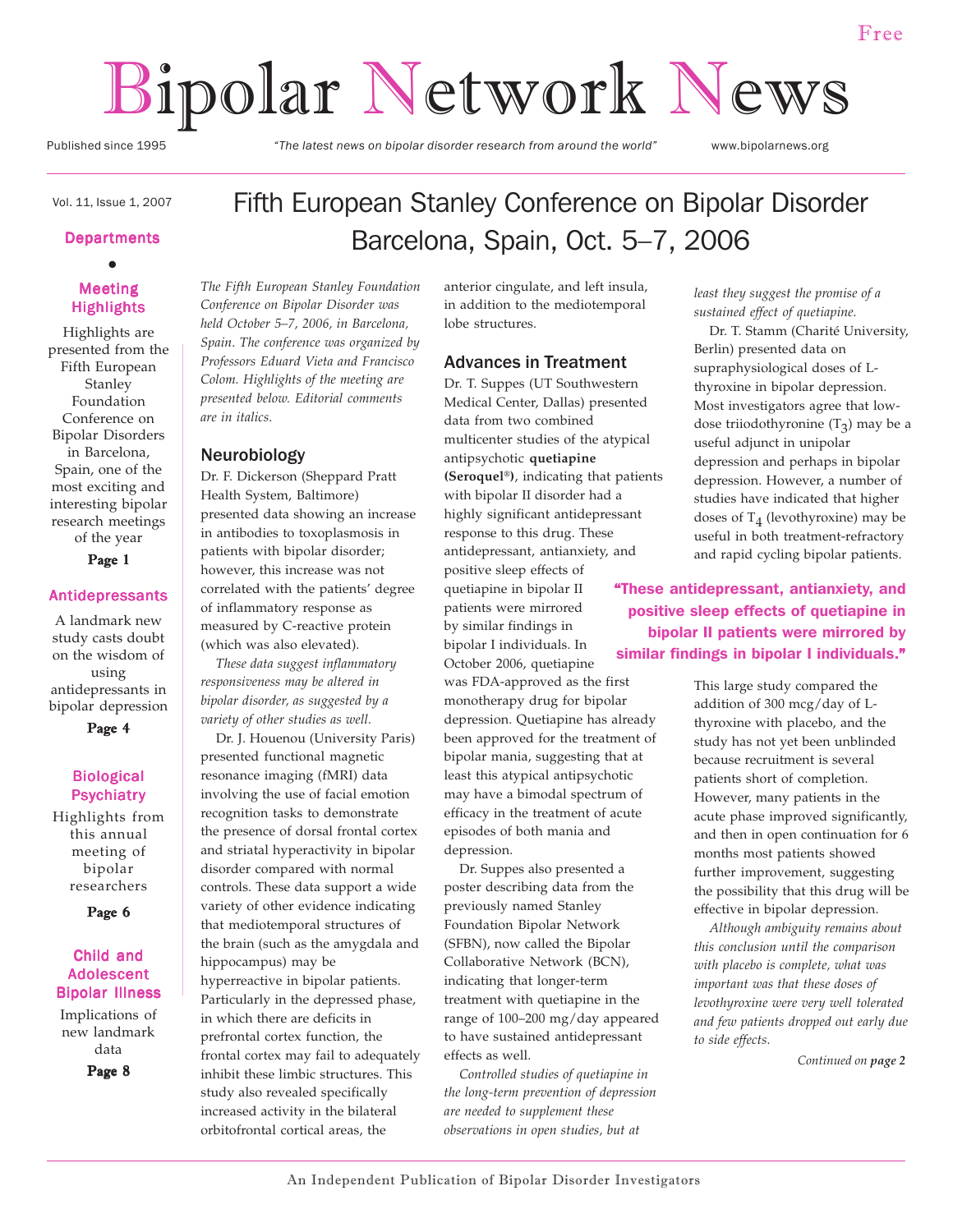Free

# Bipolar Network News

Published since 1995 — *"The latest news on bipolar disorder research from around the world"* — www.bipolarnews.org

Vol. 11, Issue 1, 2007

**Departments**

**Meeting Highlights**

Highlights are presented from the Fifth European Stanley Foundation Conference on Bipolar Disorders in Barcelona, Spain, one of the most exciting and interesting bipolar research meetings of the year

**Page 1**

**Antidepressants**

A landmark new study casts doubt on the wisdom of using antidepressants in bipolar depression

**Page 4**

**Biological Psychiatry**

Highlights from this annual meeting of bipolar researchers

**Page 6**

**Child and Adolescent Bipolar Illness**

Implications of new landmark data

**Page 8**

## Fifth European Stanley Conference on Bipolar Disorder Barcelona, Spain, Oct. 5–7, 2006

*The Fifth European Stanley Foundation Conference on Bipolar Disorder was held October 5–7, 2006, in Barcelona, Spain. The conference was organized by Professors Eduard Vieta and Francisco Colom. Highlights of the meeting are presented below. Editorial comments are in italics.*

### Neurobiology

Dr. F. Dickerson (Sheppard Pratt Health System, Baltimore) presented data showing an increase in antibodies to toxoplasmosis in patients with bipolar disorder; however, this increase was not correlated with the patients' degree of inflammatory response as measured by C-reactive protein (which was also elevated).

*These data suggest inflammatory responsiveness may be altered in bipolar disorder, as suggested by a variety of other studies as well.*

Dr. J. Houenou (University Paris) presented functional magnetic resonance imaging (fMRI) data involving the use of facial emotion recognition tasks to demonstrate the presence of dorsal frontal cortex and striatal hyperactivity in bipolar disorder compared with normal controls. These data support a wide variety of other evidence indicating that mediotemporal structures of the brain (such as the amygdala and hippocampus) may be hyperreactive in bipolar patients. Particularly in the depressed phase, in which there are deficits in prefrontal cortex function, the frontal cortex may fail to adequately inhibit these limbic structures. This study also revealed specifically increased activity in the bilateral orbitofrontal cortical areas, the anterior cingulate, and left insula, in addition to the mediotemporal lobe structures.

### Advances in Treatment

Dr. T. Suppes (UT Southwestern Medical Center, Dallas) presented data from two combined multicenter studies of the atypical antipsychotic **quetiapine (Seroquel®)**, indicating that patients with bipolar II disorder had a highly significant antidepressant response to this drug. These antidepressant, antianxiety, and positive sleep effects of quetiapine in bipolar II patients were mirrored by similar findings in bipolar I individuals. In October 2006, quetiapine was FDA-approved as the first monotherapy drug for bipolar depression. Quetiapine has already been approved for the treatment of bipolar mania, suggesting that at least this atypical antipsychotic may have a bimodal spectrum of efficacy in the treatment of acute episodes of both mania and depression.

> **"These antidepressant, antianxiety, and positive sleep effects of quetiapine in bipolar II patients were mirrored by similar findings in bipolar I individuals."**

Dr. Suppes also presented a poster describing data from the previously named Stanley Foundation Bipolar Network (SFBN), now called the Bipolar Collaborative Network (BCN), indicating that longer-term treatment with quetiapine in the range of 100–200 mg/day appeared to have sustained antidepressant effects as well.

*Controlled studies of quetiapine in the long-term prevention of depression are needed to supplement these observations in open studies, but at least they suggest the promise of a sustained effect of quetiapine.*

Dr. T. Stamm (Charité University, Berlin) presented data on supraphysiological doses of L-thyroxine in bipolar depression. Most investigators agree that low-dose triiodothyronine ($T_3$) may be a useful adjunct in unipolar depression and perhaps in bipolar depression. However, a number of studies have indicated that higher doses of $T_4$ (levothyroxine) may be useful in both treatment-refractory and rapid cycling bipolar patients.

This large study compared the addition of 300 mcg/day of L-thyroxine with placebo, and the study has not yet been unblinded because recruitment is several patients short of completion. However, many patients in the acute phase improved significantly, and then in open continuation for 6 months most patients showed further improvement, suggesting the possibility that this drug will be effective in bipolar depression.

*Although ambiguity remains about this conclusion until the comparison with placebo is complete, what was important was that these doses of levothyroxine were very well tolerated and few patients dropped out early due to side effects.*

*Continued on* ***page 2***

An Independent Publication of Bipolar Disorder Investigators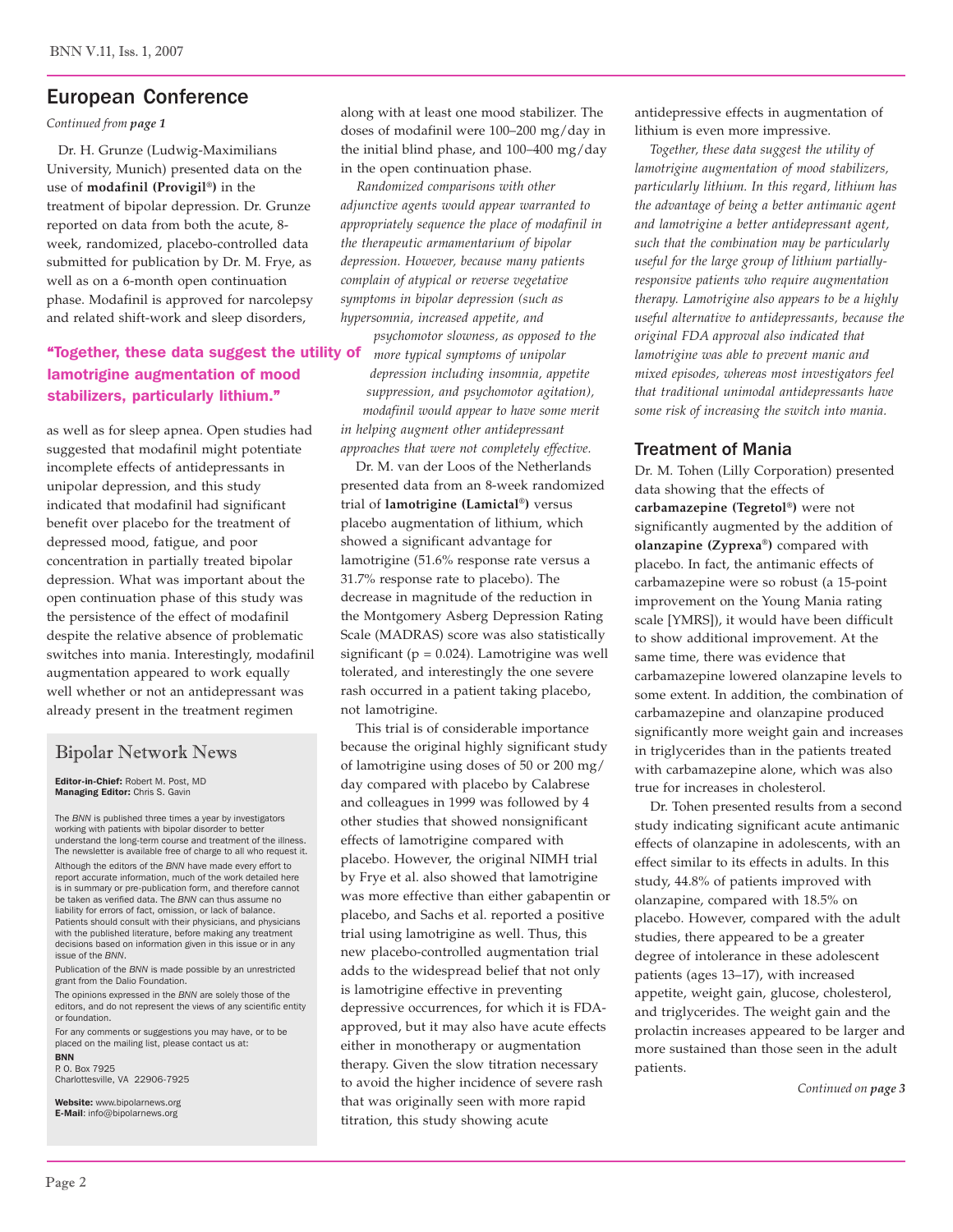## European Conference

*Continued from **page 1***

Dr. H. Grunze (Ludwig-Maximilians University, Munich) presented data on the use of **modafinil (Provigil®)** in the treatment of bipolar depression. Dr. Grunze reported on data from both the acute, 8-week, randomized, placebo-controlled data submitted for publication by Dr. M. Frye, as well as on a 6-month open continuation phase. Modafinil is approved for narcolepsy and related shift-work and sleep disorders, as well as for sleep apnea. Open studies had suggested that modafinil might potentiate incomplete effects of antidepressants in unipolar depression, and this study indicated that modafinil had significant benefit over placebo for the treatment of depressed mood, fatigue, and poor concentration in partially treated bipolar depression. What was important about the open continuation phase of this study was the persistence of the effect of modafinil despite the relative absence of problematic switches into mania. Interestingly, modafinil augmentation appeared to work equally well whether or not an antidepressant was already present in the treatment regimen along with at least one mood stabilizer. The doses of modafinil were 100–200 mg/day in the initial blind phase, and 100–400 mg/day in the open continuation phase.

*Randomized comparisons with other adjunctive agents would appear warranted to appropriately sequence the place of modafinil in the therapeutic armamentarium of bipolar depression. However, because many patients complain of atypical or reverse vegetative symptoms in bipolar depression (such as hypersomnia, increased appetite, and psychomotor slowness, as opposed to the more typical symptoms of unipolar depression including insomnia, appetite suppression, and psychomotor agitation), modafinil would appear to have some merit in helping augment other antidepressant approaches that were not completely effective.*

**"Together, these data suggest the utility of lamotrigine augmentation of mood stabilizers, particularly lithium."**

Dr. M. van der Loos of the Netherlands presented data from an 8-week randomized trial of **lamotrigine (Lamictal®)** versus placebo augmentation of lithium, which showed a significant advantage for lamotrigine (51.6% response rate versus a 31.7% response rate to placebo). The decrease in magnitude of the reduction in the Montgomery Asberg Depression Rating Scale (MADRAS) score was also statistically significant ($p = 0.024$). Lamotrigine was well tolerated, and interestingly the one severe rash occurred in a patient taking placebo, not lamotrigine.

This trial is of considerable importance because the original highly significant study of lamotrigine using doses of 50 or 200 mg/day compared with placebo by Calabrese and colleagues in 1999 was followed by 4 other studies that showed nonsignificant effects of lamotrigine compared with placebo. However, the original NIMH trial by Frye et al. also showed that lamotrigine was more effective than either gabapentin or placebo, and Sachs et al. reported a positive trial using lamotrigine as well. Thus, this new placebo-controlled augmentation trial adds to the widespread belief that not only is lamotrigine effective in preventing depressive occurrences, for which it is FDA-approved, but it may also have acute effects either in monotherapy or augmentation therapy. Given the slow titration necessary to avoid the higher incidence of severe rash that was originally seen with more rapid titration, this study showing acute antidepressive effects in augmentation of lithium is even more impressive.

*Together, these data suggest the utility of lamotrigine augmentation of mood stabilizers, particularly lithium. In this regard, lithium has the advantage of being a better antimanic agent and lamotrigine a better antidepressant agent, such that the combination may be particularly useful for the large group of lithium partially-responsive patients who require augmentation therapy. Lamotrigine also appears to be a highly useful alternative to antidepressants, because the original FDA approval also indicated that lamotrigine was able to prevent manic and mixed episodes, whereas most investigators feel that traditional unimodal antidepressants have some risk of increasing the switch into mania.*

### Treatment of Mania

Dr. M. Tohen (Lilly Corporation) presented data showing that the effects of **carbamazepine (Tegretol®)** were not significantly augmented by the addition of **olanzapine (Zyprexa®)** compared with placebo. In fact, the antimanic effects of carbamazepine were so robust (a 15-point improvement on the Young Mania rating scale [YMRS]), it would have been difficult to show additional improvement. At the same time, there was evidence that carbamazepine lowered olanzapine levels to some extent. In addition, the combination of carbamazepine and olanzapine produced significantly more weight gain and increases in triglycerides than in the patients treated with carbamazepine alone, which was also true for increases in cholesterol.

Dr. Tohen presented results from a second study indicating significant acute antimanic effects of olanzapine in adolescents, with an effect similar to its effects in adults. In this study, 44.8% of patients improved with olanzapine, compared with 18.5% on placebo. However, compared with the adult studies, there appeared to be a greater degree of intolerance in these adolescent patients (ages 13–17), with increased appetite, weight gain, glucose, cholesterol, and triglycerides. The weight gain and the prolactin increases appeared to be larger and more sustained than those seen in the adult patients.

*Continued on **page 3***

---

## Bipolar Network News

**Editor-in-Chief:** Robert M. Post, MD
**Managing Editor:** Chris S. Gavin

The *BNN* is published three times a year by investigators working with patients with bipolar disorder to better understand the long-term course and treatment of the illness. The newsletter is available free of charge to all who request it.

Although the editors of the *BNN* have made every effort to report accurate information, much of the work detailed here is in summary or pre-publication form, and therefore cannot be taken as verified data. The *BNN* can thus assume no liability for errors of fact, omission, or lack of balance. Patients should consult with their physicians, and physicians with the published literature, before making any treatment decisions based on information given in this issue or in any issue of the *BNN*.

Publication of the *BNN* is made possible by an unrestricted grant from the Dalio Foundation.

The opinions expressed in the *BNN* are solely those of the editors, and do not represent the views of any scientific entity or foundation.

For any comments or suggestions you may have, or to be placed on the mailing list, please contact us at:

**BNN**
P. O. Box 7925
Charlottesville, VA 22906-7925

**Website:** www.bipolarnews.org
**E-Mail:** info@bipolarnews.org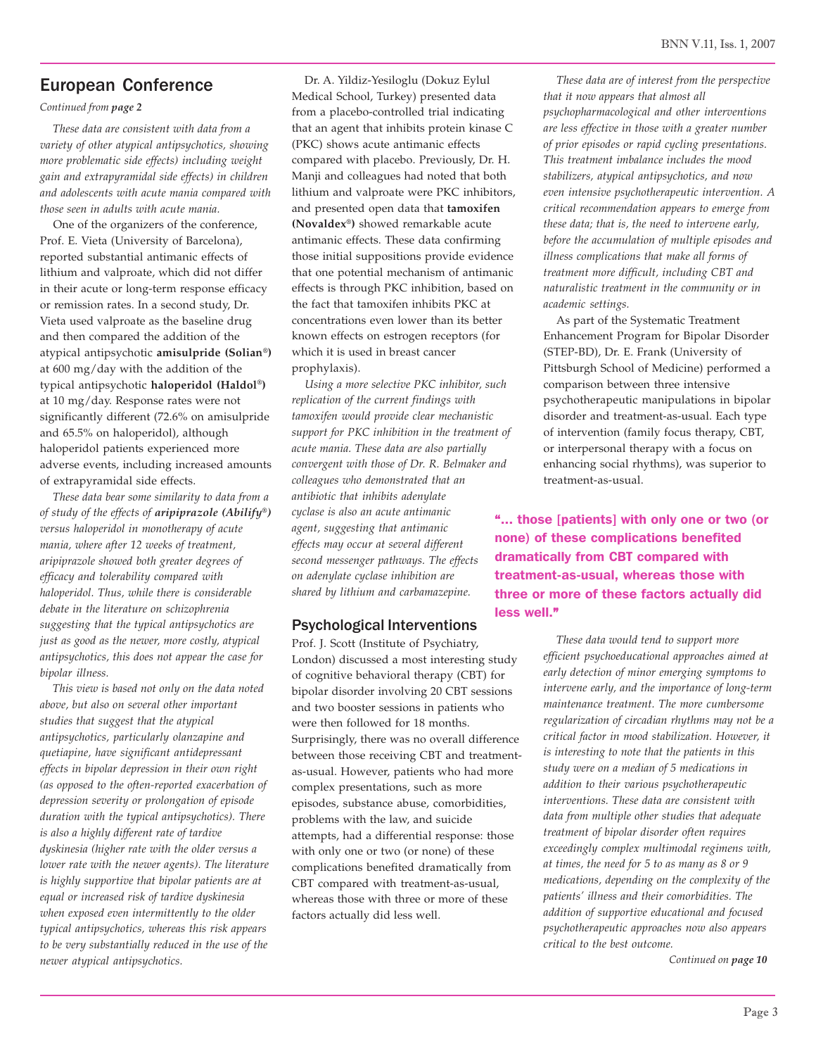## European Conference

*Continued from **page 2***

*These data are consistent with data from a variety of other atypical antipsychotics, showing more problematic side effects) including weight gain and extrapyramidal side effects) in children and adolescents with acute mania compared with those seen in adults with acute mania.*

One of the organizers of the conference, Prof. E. Vieta (University of Barcelona), reported substantial antimanic effects of lithium and valproate, which did not differ in their acute or long-term response efficacy or remission rates. In a second study, Dr. Vieta used valproate as the baseline drug and then compared the addition of the atypical antipsychotic **amisulpride (Solian®)** at 600 mg/day with the addition of the typical antipsychotic **haloperidol (Haldol®)** at 10 mg/day. Response rates were not significantly different (72.6% on amisulpride and 65.5% on haloperidol), although haloperidol patients experienced more adverse events, including increased amounts of extrapyramidal side effects.

*These data bear some similarity to data from a of study of the effects of **aripiprazole (Abilify®)** versus haloperidol in monotherapy of acute mania, where after 12 weeks of treatment, aripiprazole showed both greater degrees of efficacy and tolerability compared with haloperidol. Thus, while there is considerable debate in the literature on schizophrenia suggesting that the typical antipsychotics are just as good as the newer, more costly, atypical antipsychotics, this does not appear the case for bipolar illness.*

*This view is based not only on the data noted above, but also on several other important studies that suggest that the atypical antipsychotics, particularly olanzapine and quetiapine, have significant antidepressant effects in bipolar depression in their own right (as opposed to the often-reported exacerbation of depression severity or prolongation of episode duration with the typical antipsychotics). There is also a highly different rate of tardive dyskinesia (higher rate with the older versus a lower rate with the newer agents). The literature is highly supportive that bipolar patients are at equal or increased risk of tardive dyskinesia when exposed even intermittently to the older typical antipsychotics, whereas this risk appears to be very substantially reduced in the use of the newer atypical antipsychotics.*

Dr. A. Yildiz-Yesiloglu (Dokuz Eylul Medical School, Turkey) presented data from a placebo-controlled trial indicating that an agent that inhibits protein kinase C (PKC) shows acute antimanic effects compared with placebo. Previously, Dr. H. Manji and colleagues had noted that both lithium and valproate were PKC inhibitors, and presented open data that **tamoxifen (Novaldex®)** showed remarkable acute antimanic effects. These data confirming those initial suppositions provide evidence that one potential mechanism of antimanic effects is through PKC inhibition, based on the fact that tamoxifen inhibits PKC at concentrations even lower than its better known effects on estrogen receptors (for which it is used in breast cancer prophylaxis).

*Using a more selective PKC inhibitor, such replication of the current findings with tamoxifen would provide clear mechanistic support for PKC inhibition in the treatment of acute mania. These data are also partially convergent with those of Dr. R. Belmaker and colleagues who demonstrated that an antibiotic that inhibits adenylate cyclase is also an acute antimanic agent, suggesting that antimanic effects may occur at several different second messenger pathways. The effects on adenylate cyclase inhibition are shared by lithium and carbamazepine.*

### Psychological Interventions

Prof. J. Scott (Institute of Psychiatry, London) discussed a most interesting study of cognitive behavioral therapy (CBT) for bipolar disorder involving 20 CBT sessions and two booster sessions in patients who were then followed for 18 months. Surprisingly, there was no overall difference between those receiving CBT and treatment-as-usual. However, patients who had more complex presentations, such as more episodes, substance abuse, comorbidities, problems with the law, and suicide attempts, had a differential response: those with only one or two (or none) of these complications benefited dramatically from CBT compared with treatment-as-usual, whereas those with three or more of these factors actually did less well.

*These data are of interest from the perspective that it now appears that almost all psychopharmacological and other interventions are less effective in those with a greater number of prior episodes or rapid cycling presentations. This treatment imbalance includes the mood stabilizers, atypical antipsychotics, and now even intensive psychotherapeutic intervention. A critical recommendation appears to emerge from these data; that is, the need to intervene early, before the accumulation of multiple episodes and illness complications that make all forms of treatment more difficult, including CBT and naturalistic treatment in the community or in academic settings.*

As part of the Systematic Treatment Enhancement Program for Bipolar Disorder (STEP-BD), Dr. E. Frank (University of Pittsburgh School of Medicine) performed a comparison between three intensive psychotherapeutic manipulations in bipolar disorder and treatment-as-usual. Each type of intervention (family focus therapy, CBT, or interpersonal therapy with a focus on enhancing social rhythms), was superior to treatment-as-usual.

**"… those [patients] with only one or two (or none) of these complications benefited dramatically from CBT compared with treatment-as-usual, whereas those with three or more of these factors actually did less well."**

*These data would tend to support more efficient psychoeducational approaches aimed at early detection of minor emerging symptoms to intervene early, and the importance of long-term maintenance treatment. The more cumbersome regularization of circadian rhythms may not be a critical factor in mood stabilization. However, it is interesting to note that the patients in this study were on a median of 5 medications in addition to their various psychotherapeutic interventions. These data are consistent with data from multiple other studies that adequate treatment of bipolar disorder often requires exceedingly complex multimodal regimens with, at times, the need for 5 to as many as 8 or 9 medications, depending on the complexity of the patients' illness and their comorbidities. The addition of supportive educational and focused psychotherapeutic approaches now also appears critical to the best outcome.*

*Continued on **page 10***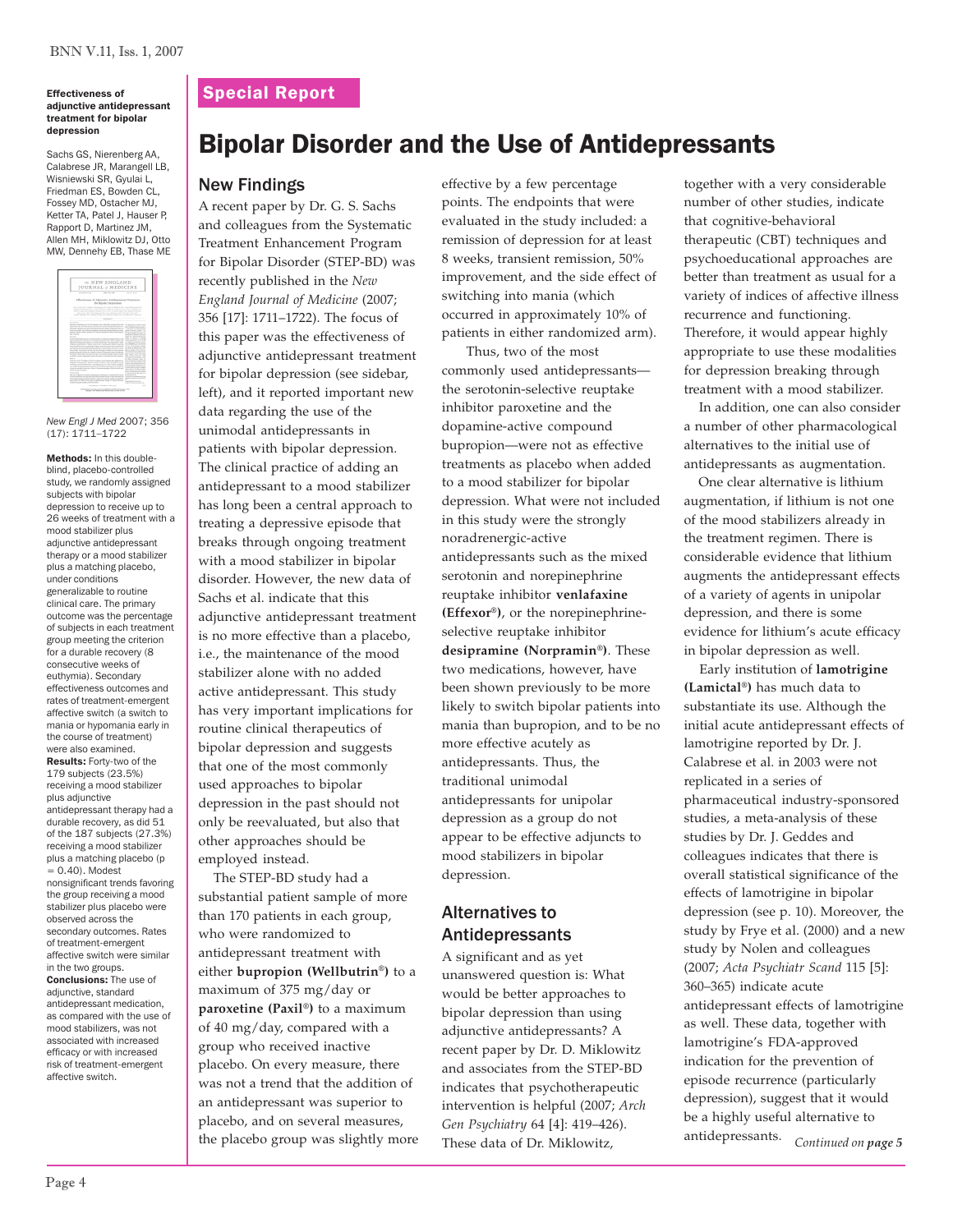## Special Report

# Bipolar Disorder and the Use of Antidepressants

**Effectiveness of adjunctive antidepressant treatment for bipolar depression**

Sachs GS, Nierenberg AA, Calabrese JR, Marangell LB, Wisniewski SR, Gyulai L, Friedman ES, Bowden CL, Fossey MD, Ostacher MJ, Ketter TA, Patel J, Hauser P, Rapport D, Martinez JM, Allen MH, Miklowitz DJ, Otto MW, Dennehy EB, Thase ME

*New Engl J Med* 2007; 356 (17): 1711–1722

**Methods:** In this double-blind, placebo-controlled study, we randomly assigned subjects with bipolar depression to receive up to 26 weeks of treatment with a mood stabilizer plus adjunctive antidepressant therapy or a mood stabilizer plus a matching placebo, under conditions generalizable to routine clinical care. The primary outcome was the percentage of subjects in each treatment group meeting the criterion for a durable recovery (8 consecutive weeks of euthymia). Secondary effectiveness outcomes and rates of treatment-emergent affective switch (a switch to mania or hypomania early in the course of treatment) were also examined.
**Results:** Forty-two of the 179 subjects (23.5%) receiving a mood stabilizer plus adjunctive antidepressant therapy had a durable recovery, as did 51 of the 187 subjects (27.3%) receiving a mood stabilizer plus a matching placebo ($p = 0.40$). Modest nonsignificant trends favoring the group receiving a mood stabilizer plus placebo were observed across the secondary outcomes. Rates of treatment-emergent affective switch were similar in the two groups.
**Conclusions:** The use of adjunctive, standard antidepressant medication, as compared with the use of mood stabilizers, was not associated with increased efficacy or with increased risk of treatment-emergent affective switch.

## New Findings

A recent paper by Dr. G. S. Sachs and colleagues from the Systematic Treatment Enhancement Program for Bipolar Disorder (STEP-BD) was recently published in the *New England Journal of Medicine* (2007; 356 [17]: 1711–1722). The focus of this paper was the effectiveness of adjunctive antidepressant treatment for bipolar depression (see sidebar, left), and it reported important new data regarding the use of the unimodal antidepressants in patients with bipolar depression. The clinical practice of adding an antidepressant to a mood stabilizer has long been a central approach to treating a depressive episode that breaks through ongoing treatment with a mood stabilizer in bipolar disorder. However, the new data of Sachs et al. indicate that this adjunctive antidepressant treatment is no more effective than a placebo, i.e., the maintenance of the mood stabilizer alone with no added active antidepressant. This study has very important implications for routine clinical therapeutics of bipolar depression and suggests that one of the most commonly used approaches to bipolar depression in the past should not only be reevaluated, but also that other approaches should be employed instead.

The STEP-BD study had a substantial patient sample of more than 170 patients in each group, who were randomized to antidepressant treatment with either **bupropion (Wellbutrin®)** to a maximum of 375 mg/day or **paroxetine (Paxil®)** to a maximum of 40 mg/day, compared with a group who received inactive placebo. On every measure, there was not a trend that the addition of an antidepressant was superior to placebo, and on several measures, the placebo group was slightly more effective by a few percentage points. The endpoints that were evaluated in the study included: a remission of depression for at least 8 weeks, transient remission, 50% improvement, and the side effect of switching into mania (which occurred in approximately 10% of patients in either randomized arm).

Thus, two of the most commonly used antidepressants—the serotonin-selective reuptake inhibitor paroxetine and the dopamine-active compound bupropion—were not as effective treatments as placebo when added to a mood stabilizer for bipolar depression. What were not included in this study were the strongly noradrenergic-active antidepressants such as the mixed serotonin and norepinephrine reuptake inhibitor **venlafaxine (Effexor®)**, or the norepinephrine-selective reuptake inhibitor **desipramine (Norpramin®)**. These two medications, however, have been shown previously to be more likely to switch bipolar patients into mania than bupropion, and to be no more effective acutely as antidepressants. Thus, the traditional unimodal antidepressants for unipolar depression as a group do not appear to be effective adjuncts to mood stabilizers in bipolar depression.

## Alternatives to Antidepressants

A significant and as yet unanswered question is: What would be better approaches to bipolar depression than using adjunctive antidepressants? A recent paper by Dr. D. Miklowitz and associates from the STEP-BD indicates that psychotherapeutic intervention is helpful (2007; *Arch Gen Psychiatry* 64 [4]: 419–426). These data of Dr. Miklowitz, together with a very considerable number of other studies, indicate that cognitive-behavioral therapeutic (CBT) techniques and psychoeducational approaches are better than treatment as usual for a variety of indices of affective illness recurrence and functioning. Therefore, it would appear highly appropriate to use these modalities for depression breaking through treatment with a mood stabilizer.

In addition, one can also consider a number of other pharmacological alternatives to the initial use of antidepressants as augmentation.

One clear alternative is lithium augmentation, if lithium is not one of the mood stabilizers already in the treatment regimen. There is considerable evidence that lithium augments the antidepressant effects of a variety of agents in unipolar depression, and there is some evidence for lithium's acute efficacy in bipolar depression as well.

Early institution of **lamotrigine (Lamictal®)** has much data to substantiate its use. Although the initial acute antidepressant effects of lamotrigine reported by Dr. J. Calabrese et al. in 2003 were not replicated in a series of pharmaceutical industry-sponsored studies, a meta-analysis of these studies by Dr. J. Geddes and colleagues indicates that there is overall statistical significance of the effects of lamotrigine in bipolar depression (see p. 10). Moreover, the study by Frye et al. (2000) and a new study by Nolen and colleagues (2007; *Acta Psychiatr Scand* 115 [5]: 360–365) indicate acute antidepressant effects of lamotrigine as well. These data, together with lamotrigine's FDA-approved indication for the prevention of episode recurrence (particularly depression), suggest that it would be a highly useful alternative to antidepressants.

*Continued on* ***page 5***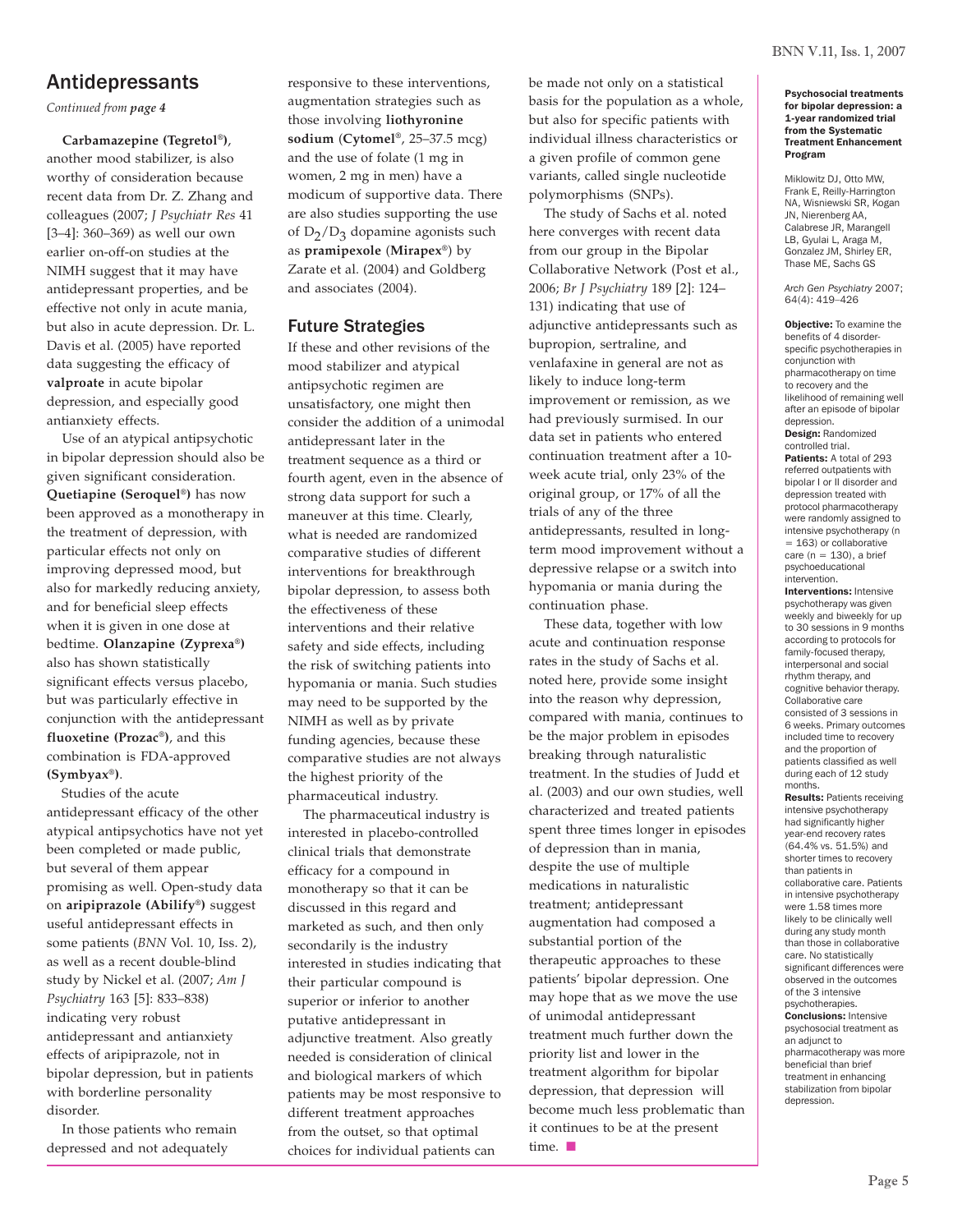## Antidepressants

*Continued from **page 4***

**Carbamazepine (Tegretol®)**, another mood stabilizer, is also worthy of consideration because recent data from Dr. Z. Zhang and colleagues (2007; *J Psychiatr Res* 41 [3–4]: 360–369) as well our own earlier on-off-on studies at the NIMH suggest that it may have antidepressant properties, and be effective not only in acute mania, but also in acute depression. Dr. L. Davis et al. (2005) have reported data suggesting the efficacy of **valproate** in acute bipolar depression, and especially good antianxiety effects.

Use of an atypical antipsychotic in bipolar depression should also be given significant consideration. **Quetiapine (Seroquel®)** has now been approved as a monotherapy in the treatment of depression, with particular effects not only on improving depressed mood, but also for markedly reducing anxiety, and for beneficial sleep effects when it is given in one dose at bedtime. **Olanzapine (Zyprexa®)** also has shown statistically significant effects versus placebo, but was particularly effective in conjunction with the antidepressant **fluoxetine (Prozac®)**, and this combination is FDA-approved **(Symbyax®)**.

Studies of the acute antidepressant efficacy of the other atypical antipsychotics have not yet been completed or made public, but several of them appear promising as well. Open-study data on **aripiprazole (Abilify®)** suggest useful antidepressant effects in some patients (*BNN* Vol. 10, Iss. 2), as well as a recent double-blind study by Nickel et al. (2007; *Am J Psychiatry* 163 [5]: 833–838) indicating very robust antidepressant and antianxiety effects of aripiprazole, not in bipolar depression, but in patients with borderline personality disorder.

In those patients who remain depressed and not adequately responsive to these interventions, augmentation strategies such as those involving **liothyronine sodium** (**Cytomel**®, 25–37.5 mcg) and the use of folate (1 mg in women, 2 mg in men) have a modicum of supportive data. There are also studies supporting the use of $D_2/D_3$ dopamine agonists such as **pramipexole** (**Mirapex**®) by Zarate et al. (2004) and Goldberg and associates (2004).

## Future Strategies

If these and other revisions of the mood stabilizer and atypical antipsychotic regimen are unsatisfactory, one might then consider the addition of a unimodal antidepressant later in the treatment sequence as a third or fourth agent, even in the absence of strong data support for such a maneuver at this time. Clearly, what is needed are randomized comparative studies of different interventions for breakthrough bipolar depression, to assess both the effectiveness of these interventions and their relative safety and side effects, including the risk of switching patients into hypomania or mania. Such studies may need to be supported by the NIMH as well as by private funding agencies, because these comparative studies are not always the highest priority of the pharmaceutical industry.

The pharmaceutical industry is interested in placebo-controlled clinical trials that demonstrate efficacy for a compound in monotherapy so that it can be discussed in this regard and marketed as such, and then only secondarily is the industry interested in studies indicating that their particular compound is superior or inferior to another putative antidepressant in adjunctive treatment. Also greatly needed is consideration of clinical and biological markers of which patients may be most responsive to different treatment approaches from the outset, so that optimal choices for individual patients can be made not only on a statistical basis for the population as a whole, but also for specific patients with individual illness characteristics or a given profile of common gene variants, called single nucleotide polymorphisms (SNPs).

The study of Sachs et al. noted here converges with recent data from our group in the Bipolar Collaborative Network (Post et al., 2006; *Br J Psychiatry* 189 [2]: 124–131) indicating that use of adjunctive antidepressants such as bupropion, sertraline, and venlafaxine in general are not as likely to induce long-term improvement or remission, as we had previously surmised. In our data set in patients who entered continuation treatment after a 10-week acute trial, only 23% of the original group, or 17% of all the trials of any of the three antidepressants, resulted in long-term mood improvement without a depressive relapse or a switch into hypomania or mania during the continuation phase.

These data, together with low acute and continuation response rates in the study of Sachs et al. noted here, provide some insight into the reason why depression, compared with mania, continues to be the major problem in episodes breaking through naturalistic treatment. In the studies of Judd et al. (2003) and our own studies, well characterized and treated patients spent three times longer in episodes of depression than in mania, despite the use of multiple medications in naturalistic treatment; antidepressant augmentation had composed a substantial portion of the therapeutic approaches to these patients' bipolar depression. One may hope that as we move the use of unimodal antidepressant treatment much further down the priority list and lower in the treatment algorithm for bipolar depression, that depression will become much less problematic than it continues to be at the present time. ■

---

**Psychosocial treatments for bipolar depression: a 1-year randomized trial from the Systematic Treatment Enhancement Program**

Miklowitz DJ, Otto MW, Frank E, Reilly-Harrington NA, Wisniewski SR, Kogan JN, Nierenberg AA, Calabrese JR, Marangell LB, Gyulai L, Araga M, Gonzalez JM, Shirley ER, Thase ME, Sachs GS

*Arch Gen Psychiatry* 2007; 64(4): 419–426

**Objective:** To examine the benefits of 4 disorder-specific psychotherapies in conjunction with pharmacotherapy on time to recovery and the likelihood of remaining well after an episode of bipolar depression.

**Design:** Randomized controlled trial.

**Patients:** A total of 293 referred outpatients with bipolar I or II disorder and depression treated with protocol pharmacotherapy were randomly assigned to intensive psychotherapy (n = 163) or collaborative care (n = 130), a brief psychoeducational intervention.

**Interventions:** Intensive psychotherapy was given weekly and biweekly for up to 30 sessions in 9 months according to protocols for family-focused therapy, interpersonal and social rhythm therapy, and cognitive behavior therapy. Collaborative care consisted of 3 sessions in 6 weeks. Primary outcomes included time to recovery and the proportion of patients classified as well during each of 12 study months.

**Results:** Patients receiving intensive psychotherapy had significantly higher year-end recovery rates (64.4% vs. 51.5%) and shorter times to recovery than patients in collaborative care. Patients in intensive psychotherapy were 1.58 times more likely to be clinically well during any study month than those in collaborative care. No statistically significant differences were observed in the outcomes of the 3 intensive psychotherapies.

**Conclusions:** Intensive psychosocial treatment as an adjunct to pharmacotherapy was more beneficial than brief treatment in enhancing stabilization from bipolar depression.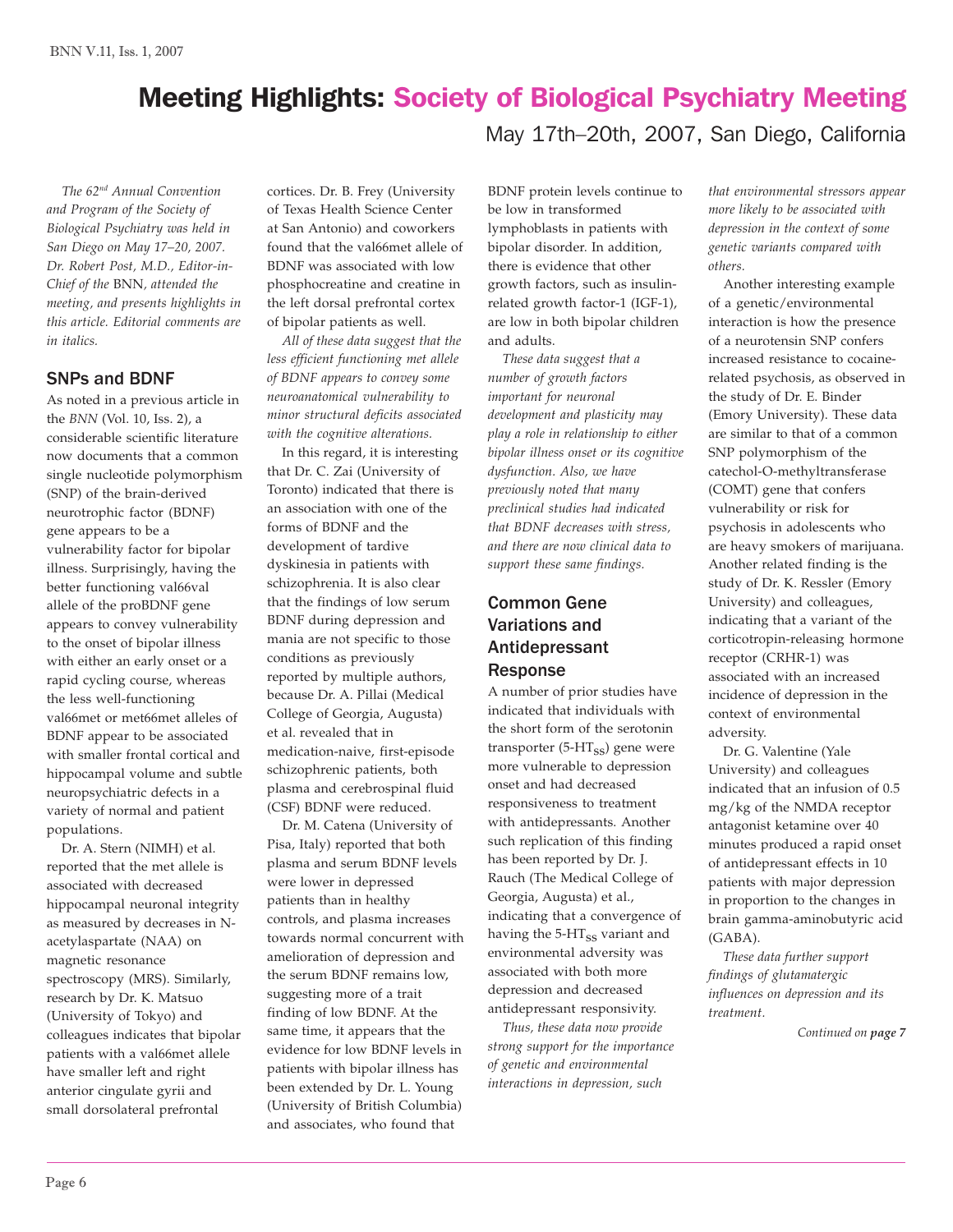# Meeting Highlights: Society of Biological Psychiatry Meeting

May 17th–20th, 2007, San Diego, California

*The 62nd Annual Convention and Program of the Society of Biological Psychiatry was held in San Diego on May 17–20, 2007. Dr. Robert Post, M.D., Editor-in-Chief of the* BNN*, attended the meeting, and presents highlights in this article. Editorial comments are in italics.*

## SNPs and BDNF

As noted in a previous article in the *BNN* (Vol. 10, Iss. 2), a considerable scientific literature now documents that a common single nucleotide polymorphism (SNP) of the brain-derived neurotrophic factor (BDNF) gene appears to be a vulnerability factor for bipolar illness. Surprisingly, having the better functioning val66val allele of the proBDNF gene appears to convey vulnerability to the onset of bipolar illness with either an early onset or a rapid cycling course, whereas the less well-functioning val66met or met66met alleles of BDNF appear to be associated with smaller frontal cortical and hippocampal volume and subtle neuropsychiatric defects in a variety of normal and patient populations.

Dr. A. Stern (NIMH) et al. reported that the met allele is associated with decreased hippocampal neuronal integrity as measured by decreases in N-acetylaspartate (NAA) on magnetic resonance spectroscopy (MRS). Similarly, research by Dr. K. Matsuo (University of Tokyo) and colleagues indicates that bipolar patients with a val66met allele have smaller left and right anterior cingulate gyrii and small dorsolateral prefrontal cortices. Dr. B. Frey (University of Texas Health Science Center at San Antonio) and coworkers found that the val66met allele of BDNF was associated with low phosphocreatine and creatine in the left dorsal prefrontal cortex of bipolar patients as well.

*All of these data suggest that the less efficient functioning met allele of BDNF appears to convey some neuroanatomical vulnerability to minor structural deficits associated with the cognitive alterations.*

In this regard, it is interesting that Dr. C. Zai (University of Toronto) indicated that there is an association with one of the forms of BDNF and the development of tardive dyskinesia in patients with schizophrenia. It is also clear that the findings of low serum BDNF during depression and mania are not specific to those conditions as previously reported by multiple authors, because Dr. A. Pillai (Medical College of Georgia, Augusta) et al. revealed that in medication-naive, first-episode schizophrenic patients, both plasma and cerebrospinal fluid (CSF) BDNF were reduced.

Dr. M. Catena (University of Pisa, Italy) reported that both plasma and serum BDNF levels were lower in depressed patients than in healthy controls, and plasma increases towards normal concurrent with amelioration of depression and the serum BDNF remains low, suggesting more of a trait finding of low BDNF. At the same time, it appears that the evidence for low BDNF levels in patients with bipolar illness has been extended by Dr. L. Young (University of British Columbia) and associates, who found that BDNF protein levels continue to be low in transformed lymphoblasts in patients with bipolar disorder. In addition, there is evidence that other growth factors, such as insulin-related growth factor-1 (IGF-1), are low in both bipolar children and adults.

*These data suggest that a number of growth factors important for neuronal development and plasticity may play a role in relationship to either bipolar illness onset or its cognitive dysfunction. Also, we have previously noted that many preclinical studies had indicated that BDNF decreases with stress, and there are now clinical data to support these same findings.*

## Common Gene Variations and Antidepressant Response

A number of prior studies have indicated that individuals with the short form of the serotonin transporter (5-HT$_{SS}$) gene were more vulnerable to depression onset and had decreased responsiveness to treatment with antidepressants. Another such replication of this finding has been reported by Dr. J. Rauch (The Medical College of Georgia, Augusta) et al., indicating that a convergence of having the 5-HT$_{SS}$ variant and environmental adversity was associated with both more depression and decreased antidepressant responsivity.

*Thus, these data now provide strong support for the importance of genetic and environmental interactions in depression, such that environmental stressors appear more likely to be associated with depression in the context of some genetic variants compared with others.*

Another interesting example of a genetic/environmental interaction is how the presence of a neurotensin SNP confers increased resistance to cocaine-related psychosis, as observed in the study of Dr. E. Binder (Emory University). These data are similar to that of a common SNP polymorphism of the catechol-O-methyltransferase (COMT) gene that confers vulnerability or risk for psychosis in adolescents who are heavy smokers of marijuana. Another related finding is the study of Dr. K. Ressler (Emory University) and colleagues, indicating that a variant of the corticotropin-releasing hormone receptor (CRHR-1) was associated with an increased incidence of depression in the context of environmental adversity.

Dr. G. Valentine (Yale University) and colleagues indicated that an infusion of 0.5 mg/kg of the NMDA receptor antagonist ketamine over 40 minutes produced a rapid onset of antidepressant effects in 10 patients with major depression in proportion to the changes in brain gamma-aminobutyric acid (GABA).

*These data further support findings of glutamatergic influences on depression and its treatment.*

*Continued on* ***page 7***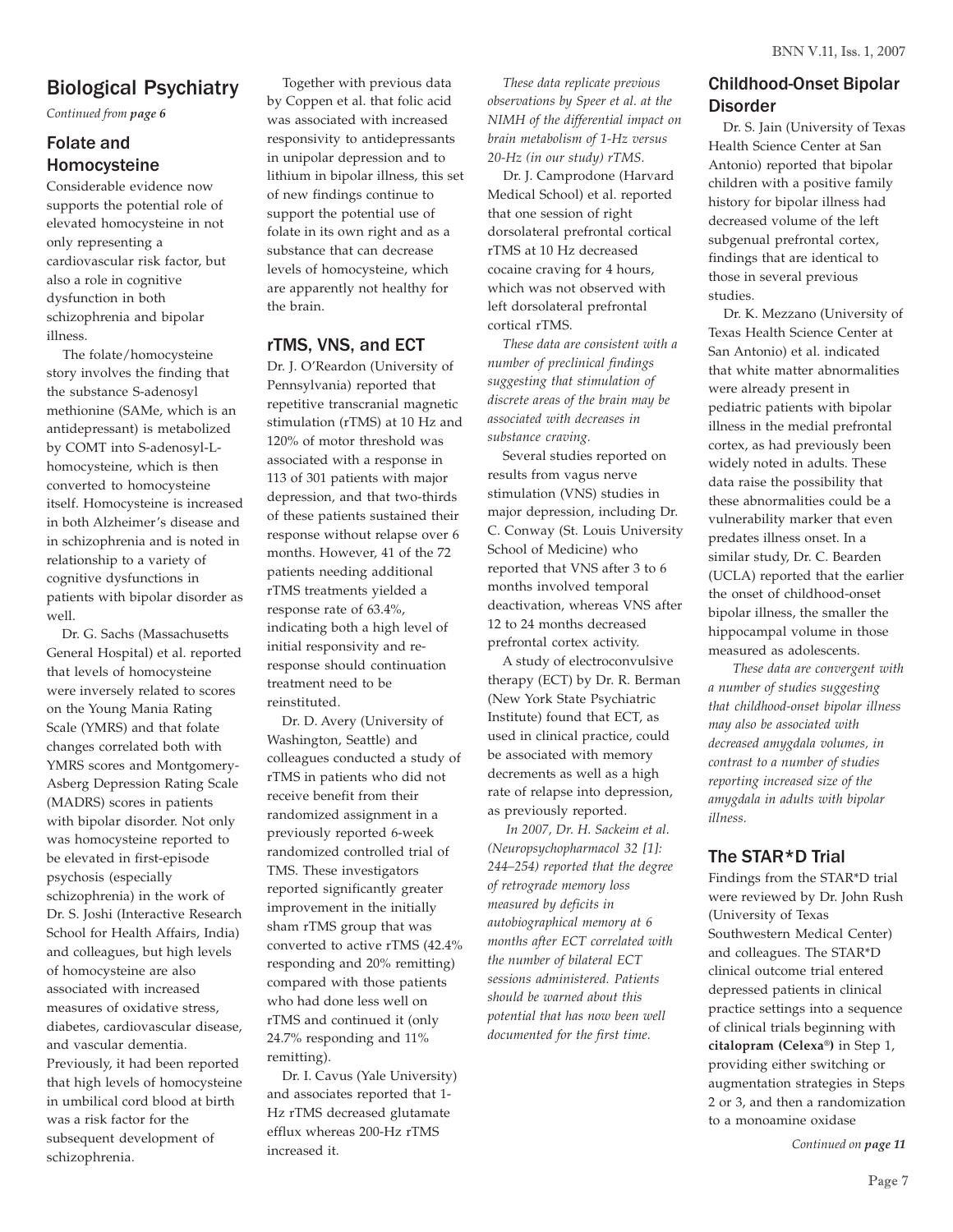## Biological Psychiatry

*Continued from **page 6***

### Folate and Homocysteine

Considerable evidence now supports the potential role of elevated homocysteine in not only representing a cardiovascular risk factor, but also a role in cognitive dysfunction in both schizophrenia and bipolar illness.

The folate/homocysteine story involves the finding that the substance S-adenosyl methionine (SAMe, which is an antidepressant) is metabolized by COMT into S-adenosyl-L-homocysteine, which is then converted to homocysteine itself. Homocysteine is increased in both Alzheimer's disease and in schizophrenia and is noted in relationship to a variety of cognitive dysfunctions in patients with bipolar disorder as well.

Dr. G. Sachs (Massachusetts General Hospital) et al. reported that levels of homocysteine were inversely related to scores on the Young Mania Rating Scale (YMRS) and that folate changes correlated both with YMRS scores and Montgomery-Asberg Depression Rating Scale (MADRS) scores in patients with bipolar disorder. Not only was homocysteine reported to be elevated in first-episode psychosis (especially schizophrenia) in the work of Dr. S. Joshi (Interactive Research School for Health Affairs, India) and colleagues, but high levels of homocysteine are also associated with increased measures of oxidative stress, diabetes, cardiovascular disease, and vascular dementia. Previously, it had been reported that high levels of homocysteine in umbilical cord blood at birth was a risk factor for the subsequent development of schizophrenia.

Together with previous data by Coppen et al. that folic acid was associated with increased responsivity to antidepressants in unipolar depression and to lithium in bipolar illness, this set of new findings continue to support the potential use of folate in its own right and as a substance that can decrease levels of homocysteine, which are apparently not healthy for the brain.

### rTMS, VNS, and ECT

Dr. J. O'Reardon (University of Pennsylvania) reported that repetitive transcranial magnetic stimulation (rTMS) at 10 Hz and 120% of motor threshold was associated with a response in 113 of 301 patients with major depression, and that two-thirds of these patients sustained their response without relapse over 6 months. However, 41 of the 72 patients needing additional rTMS treatments yielded a response rate of 63.4%, indicating both a high level of initial responsivity and re-response should continuation treatment need to be reinstituted.

Dr. D. Avery (University of Washington, Seattle) and colleagues conducted a study of rTMS in patients who did not receive benefit from their randomized assignment in a previously reported 6-week randomized controlled trial of TMS. These investigators reported significantly greater improvement in the initially sham rTMS group that was converted to active rTMS (42.4% responding and 20% remitting) compared with those patients who had done less well on rTMS and continued it (only 24.7% responding and 11% remitting).

Dr. I. Cavus (Yale University) and associates reported that 1-Hz rTMS decreased glutamate efflux whereas 200-Hz rTMS increased it.

*These data replicate previous observations by Speer et al. at the NIMH of the differential impact on brain metabolism of 1-Hz versus 20-Hz (in our study) rTMS.*

Dr. J. Camprodone (Harvard Medical School) et al. reported that one session of right dorsolateral prefrontal cortical rTMS at 10 Hz decreased cocaine craving for 4 hours, which was not observed with left dorsolateral prefrontal cortical rTMS.

*These data are consistent with a number of preclinical findings suggesting that stimulation of discrete areas of the brain may be associated with decreases in substance craving.*

Several studies reported on results from vagus nerve stimulation (VNS) studies in major depression, including Dr. C. Conway (St. Louis University School of Medicine) who reported that VNS after 3 to 6 months involved temporal deactivation, whereas VNS after 12 to 24 months decreased prefrontal cortex activity.

A study of electroconvulsive therapy (ECT) by Dr. R. Berman (New York State Psychiatric Institute) found that ECT, as used in clinical practice, could be associated with memory decrements as well as a high rate of relapse into depression, as previously reported.

*In 2007, Dr. H. Sackeim et al. (Neuropsychopharmacol 32 [1]: 244–254) reported that the degree of retrograde memory loss measured by deficits in autobiographical memory at 6 months after ECT correlated with the number of bilateral ECT sessions administered. Patients should be warned about this potential that has now been well documented for the first time.*

### Childhood-Onset Bipolar Disorder

Dr. S. Jain (University of Texas Health Science Center at San Antonio) reported that bipolar children with a positive family history for bipolar illness had decreased volume of the left subgenual prefrontal cortex, findings that are identical to those in several previous studies.

Dr. K. Mezzano (University of Texas Health Science Center at San Antonio) et al. indicated that white matter abnormalities were already present in pediatric patients with bipolar illness in the medial prefrontal cortex, as had previously been widely noted in adults. These data raise the possibility that these abnormalities could be a vulnerability marker that even predates illness onset. In a similar study, Dr. C. Bearden (UCLA) reported that the earlier the onset of childhood-onset bipolar illness, the smaller the hippocampal volume in those measured as adolescents.

*These data are convergent with a number of studies suggesting that childhood-onset bipolar illness may also be associated with decreased amygdala volumes, in contrast to a number of studies reporting increased size of the amygdala in adults with bipolar illness.*

### The STAR*D Trial

Findings from the STAR*D trial were reviewed by Dr. John Rush (University of Texas Southwestern Medical Center) and colleagues. The STAR*D clinical outcome trial entered depressed patients in clinical practice settings into a sequence of clinical trials beginning with **citalopram (Celexa®)** in Step 1, providing either switching or augmentation strategies in Steps 2 or 3, and then a randomization to a monoamine oxidase

*Continued on **page 11***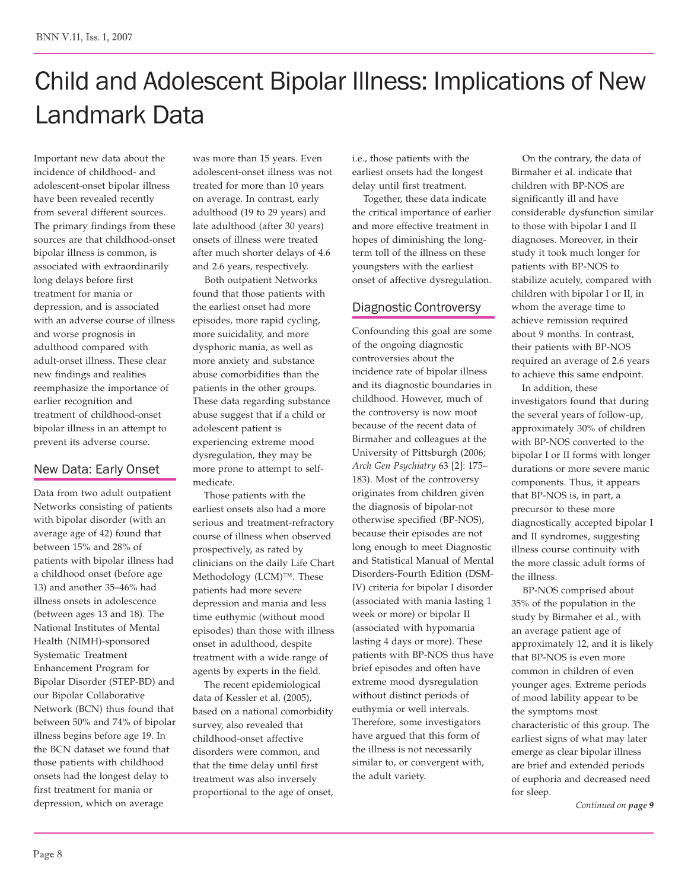# Child and Adolescent Bipolar Illness: Implications of New Landmark Data

Important new data about the incidence of childhood- and adolescent-onset bipolar illness have been revealed recently from several different sources. The primary findings from these sources are that childhood-onset bipolar illness is common, is associated with extraordinarily long delays before first treatment for mania or depression, and is associated with an adverse course of illness and worse prognosis in adulthood compared with adult-onset illness. These clear new findings and realities reemphasize the importance of earlier recognition and treatment of childhood-onset bipolar illness in an attempt to prevent its adverse course.

## New Data: Early Onset

Data from two adult outpatient Networks consisting of patients with bipolar disorder (with an average age of 42) found that between 15% and 28% of patients with bipolar illness had a childhood onset (before age 13) and another 35–46% had illness onsets in adolescence (between ages 13 and 18). The National Institutes of Mental Health (NIMH)-sponsored Systematic Treatment Enhancement Program for Bipolar Disorder (STEP-BD) and our Bipolar Collaborative Network (BCN) thus found that between 50% and 74% of bipolar illness begins before age 19. In the BCN dataset we found that those patients with childhood onsets had the longest delay to first treatment for mania or depression, which on average was more than 15 years. Even adolescent-onset illness was not treated for more than 10 years on average. In contrast, early adulthood (19 to 29 years) and late adulthood (after 30 years) onsets of illness were treated after much shorter delays of 4.6 and 2.6 years, respectively.

Both outpatient Networks found that those patients with the earliest onset had more episodes, more rapid cycling, more suicidality, and more dysphoric mania, as well as more anxiety and substance abuse comorbidities than the patients in the other groups. These data regarding substance abuse suggest that if a child or adolescent patient is experiencing extreme mood dysregulation, they may be more prone to attempt to self-medicate.

Those patients with the earliest onsets also had a more serious and treatment-refractory course of illness when observed prospectively, as rated by clinicians on the daily Life Chart Methodology (LCM)™. These patients had more severe depression and mania and less time euthymic (without mood episodes) than those with illness onset in adulthood, despite treatment with a wide range of agents by experts in the field.

The recent epidemiological data of Kessler et al. (2005), based on a national comorbidity survey, also revealed that childhood-onset affective disorders were common, and that the time delay until first treatment was also inversely proportional to the age of onset, i.e., those patients with the earliest onsets had the longest delay until first treatment.

Together, these data indicate the critical importance of earlier and more effective treatment in hopes of diminishing the long-term toll of the illness on these youngsters with the earliest onset of affective dysregulation.

## Diagnostic Controversy

Confounding this goal are some of the ongoing diagnostic controversies about the incidence rate of bipolar illness and its diagnostic boundaries in childhood. However, much of the controversy is now moot because of the recent data of Birmaher and colleagues at the University of Pittsburgh (2006; *Arch Gen Psychiatry* 63 [2]: 175–183). Most of the controversy originates from children given the diagnosis of bipolar-not otherwise specified (BP-NOS), because their episodes are not long enough to meet Diagnostic and Statistical Manual of Mental Disorders-Fourth Edition (DSM-IV) criteria for bipolar I disorder (associated with mania lasting 1 week or more) or bipolar II (associated with hypomania lasting 4 days or more). These patients with BP-NOS thus have brief episodes and often have extreme mood dysregulation without distinct periods of euthymia or well intervals. Therefore, some investigators have argued that this form of the illness is not necessarily similar to, or convergent with, the adult variety.

On the contrary, the data of Birmaher et al. indicate that children with BP-NOS are significantly ill and have considerable dysfunction similar to those with bipolar I and II diagnoses. Moreover, in their study it took much longer for patients with BP-NOS to stabilize acutely, compared with children with bipolar I or II, in whom the average time to achieve remission required about 9 months. In contrast, their patients with BP-NOS required an average of 2.6 years to achieve this same endpoint.

In addition, these investigators found that during the several years of follow-up, approximately 30% of children with BP-NOS converted to the bipolar I or II forms with longer durations or more severe manic components. Thus, it appears that BP-NOS is, in part, a precursor to these more diagnostically accepted bipolar I and II syndromes, suggesting illness course continuity with the more classic adult forms of the illness.

BP-NOS comprised about 35% of the population in the study by Birmaher et al., with an average patient age of approximately 12, and it is likely that BP-NOS is even more common in children of even younger ages. Extreme periods of mood lability appear to be the symptoms most characteristic of this group. The earliest signs of what may later emerge as clear bipolar illness are brief and extended periods of euphoria and decreased need for sleep.

*Continued on* ***page 9***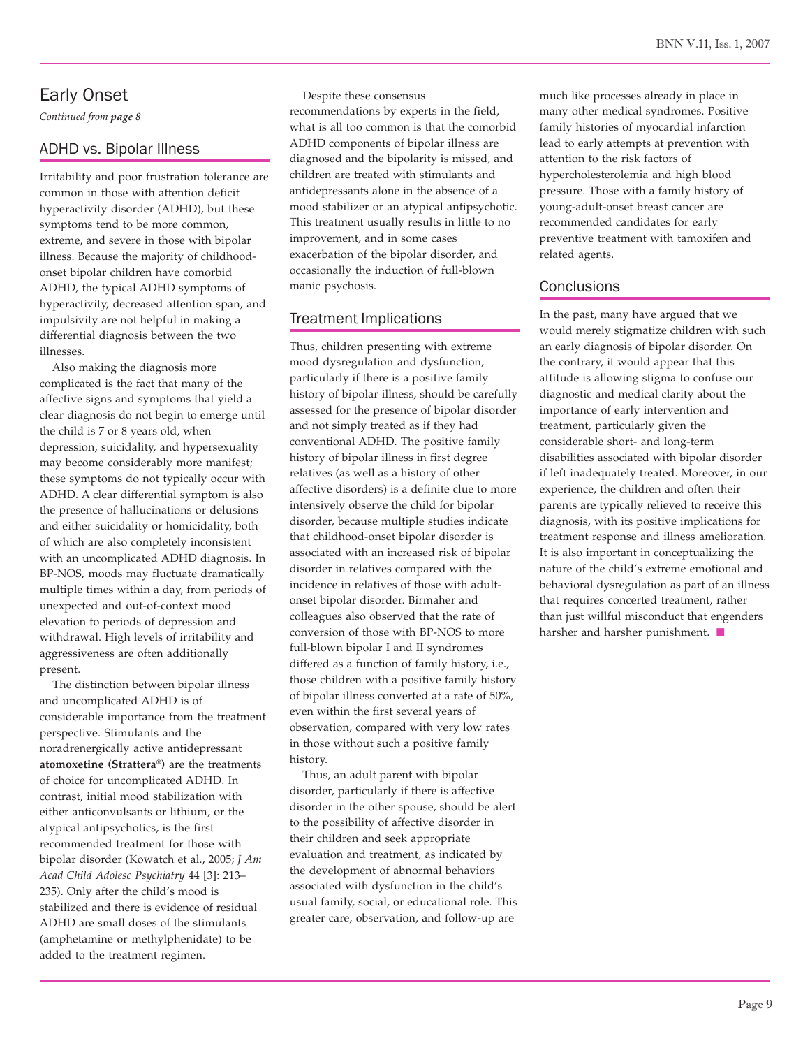## Early Onset

*Continued from **page 8***

### ADHD vs. Bipolar Illness

Irritability and poor frustration tolerance are common in those with attention deficit hyperactivity disorder (ADHD), but these symptoms tend to be more common, extreme, and severe in those with bipolar illness. Because the majority of childhood-onset bipolar children have comorbid ADHD, the typical ADHD symptoms of hyperactivity, decreased attention span, and impulsivity are not helpful in making a differential diagnosis between the two illnesses.

Also making the diagnosis more complicated is the fact that many of the affective signs and symptoms that yield a clear diagnosis do not begin to emerge until the child is 7 or 8 years old, when depression, suicidality, and hypersexuality may become considerably more manifest; these symptoms do not typically occur with ADHD. A clear differential symptom is also the presence of hallucinations or delusions and either suicidality or homicidality, both of which are also completely inconsistent with an uncomplicated ADHD diagnosis. In BP-NOS, moods may fluctuate dramatically multiple times within a day, from periods of unexpected and out-of-context mood elevation to periods of depression and withdrawal. High levels of irritability and aggressiveness are often additionally present.

The distinction between bipolar illness and uncomplicated ADHD is of considerable importance from the treatment perspective. Stimulants and the noradrenergically active antidepressant **atomoxetine (Strattera®)** are the treatments of choice for uncomplicated ADHD. In contrast, initial mood stabilization with either anticonvulsants or lithium, or the atypical antipsychotics, is the first recommended treatment for those with bipolar disorder (Kowatch et al., 2005; *J Am Acad Child Adolesc Psychiatry* 44 [3]: 213–235). Only after the child's mood is stabilized and there is evidence of residual ADHD are small doses of the stimulants (amphetamine or methylphenidate) to be added to the treatment regimen.

Despite these consensus recommendations by experts in the field, what is all too common is that the comorbid ADHD components of bipolar illness are diagnosed and the bipolarity is missed, and children are treated with stimulants and antidepressants alone in the absence of a mood stabilizer or an atypical antipsychotic. This treatment usually results in little to no improvement, and in some cases exacerbation of the bipolar disorder, and occasionally the induction of full-blown manic psychosis.

### Treatment Implications

Thus, children presenting with extreme mood dysregulation and dysfunction, particularly if there is a positive family history of bipolar illness, should be carefully assessed for the presence of bipolar disorder and not simply treated as if they had conventional ADHD. The positive family history of bipolar illness in first degree relatives (as well as a history of other affective disorders) is a definite clue to more intensively observe the child for bipolar disorder, because multiple studies indicate that childhood-onset bipolar disorder is associated with an increased risk of bipolar disorder in relatives compared with the incidence in relatives of those with adult-onset bipolar disorder. Birmaher and colleagues also observed that the rate of conversion of those with BP-NOS to more full-blown bipolar I and II syndromes differed as a function of family history, i.e., those children with a positive family history of bipolar illness converted at a rate of 50%, even within the first several years of observation, compared with very low rates in those without such a positive family history.

Thus, an adult parent with bipolar disorder, particularly if there is affective disorder in the other spouse, should be alert to the possibility of affective disorder in their children and seek appropriate evaluation and treatment, as indicated by the development of abnormal behaviors associated with dysfunction in the child's usual family, social, or educational role. This greater care, observation, and follow-up are much like processes already in place in many other medical syndromes. Positive family histories of myocardial infarction lead to early attempts at prevention with attention to the risk factors of hypercholesterolemia and high blood pressure. Those with a family history of young-adult-onset breast cancer are recommended candidates for early preventive treatment with tamoxifen and related agents.

### Conclusions

In the past, many have argued that we would merely stigmatize children with such an early diagnosis of bipolar disorder. On the contrary, it would appear that this attitude is allowing stigma to confuse our diagnostic and medical clarity about the importance of early intervention and treatment, particularly given the considerable short- and long-term disabilities associated with bipolar disorder if left inadequately treated. Moreover, in our experience, the children and often their parents are typically relieved to receive this diagnosis, with its positive implications for treatment response and illness amelioration. It is also important in conceptualizing the nature of the child's extreme emotional and behavioral dysregulation as part of an illness that requires concerted treatment, rather than just willful misconduct that engenders harsher and harsher punishment. ■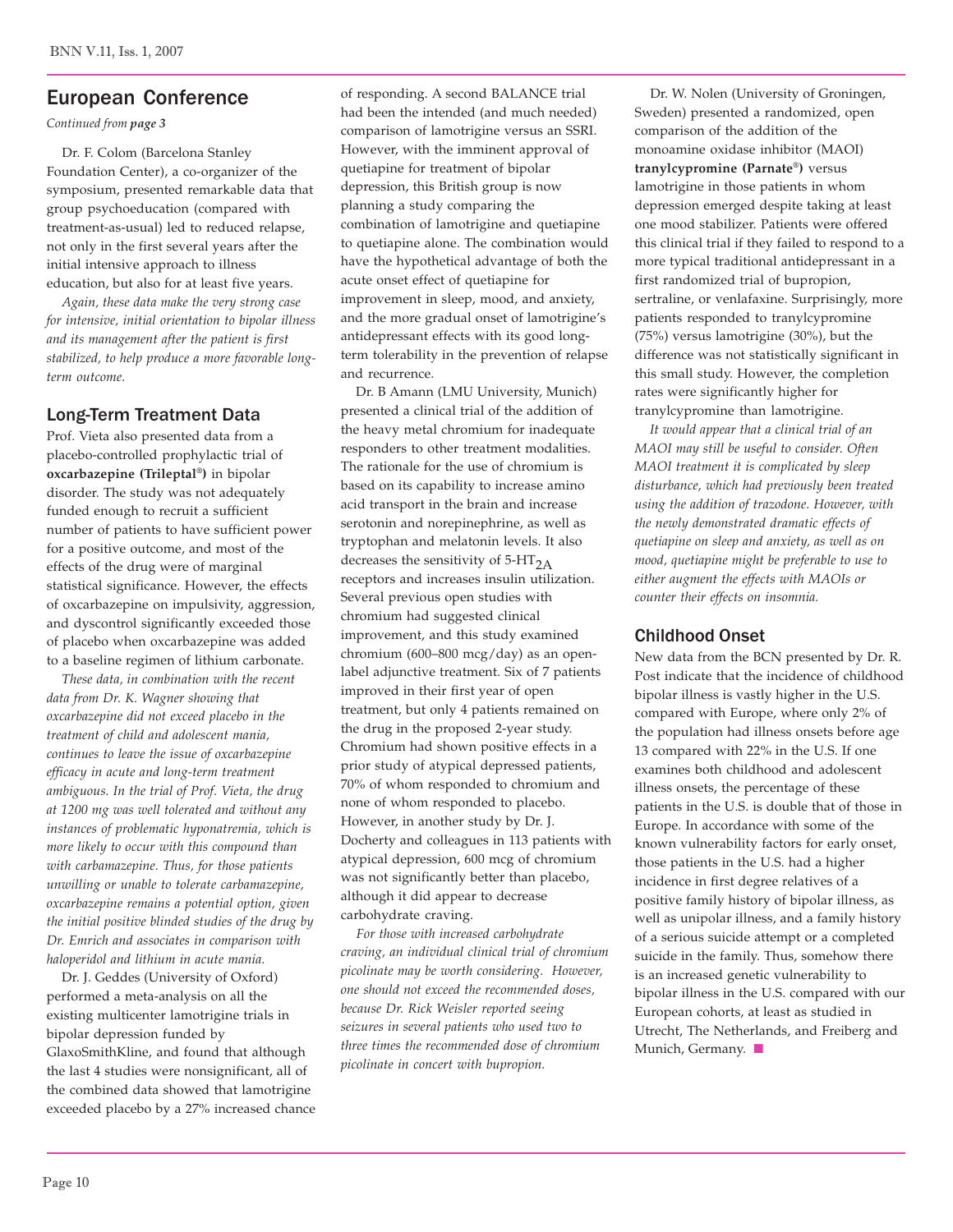## European Conference

*Continued from page 3*

Dr. F. Colom (Barcelona Stanley Foundation Center), a co-organizer of the symposium, presented remarkable data that group psychoeducation (compared with treatment-as-usual) led to reduced relapse, not only in the first several years after the initial intensive approach to illness education, but also for at least five years.

*Again, these data make the very strong case for intensive, initial orientation to bipolar illness and its management after the patient is first stabilized, to help produce a more favorable long-term outcome.*

### Long-Term Treatment Data

Prof. Vieta also presented data from a placebo-controlled prophylactic trial of **oxcarbazepine (Trileptal®)** in bipolar disorder. The study was not adequately funded enough to recruit a sufficient number of patients to have sufficient power for a positive outcome, and most of the effects of the drug were of marginal statistical significance. However, the effects of oxcarbazepine on impulsivity, aggression, and dyscontrol significantly exceeded those of placebo when oxcarbazepine was added to a baseline regimen of lithium carbonate.

*These data, in combination with the recent data from Dr. K. Wagner showing that oxcarbazepine did not exceed placebo in the treatment of child and adolescent mania, continues to leave the issue of oxcarbazepine efficacy in acute and long-term treatment ambiguous. In the trial of Prof. Vieta, the drug at 1200 mg was well tolerated and without any instances of problematic hyponatremia, which is more likely to occur with this compound than with carbamazepine. Thus, for those patients unwilling or unable to tolerate carbamazepine, oxcarbazepine remains a potential option, given the initial positive blinded studies of the drug by Dr. Emrich and associates in comparison with haloperidol and lithium in acute mania.*

Dr. J. Geddes (University of Oxford) performed a meta-analysis on all the existing multicenter lamotrigine trials in bipolar depression funded by GlaxoSmithKline, and found that although the last 4 studies were nonsignificant, all of the combined data showed that lamotrigine exceeded placebo by a 27% increased chance of responding. A second BALANCE trial had been the intended (and much needed) comparison of lamotrigine versus an SSRI. However, with the imminent approval of quetiapine for treatment of bipolar depression, this British group is now planning a study comparing the combination of lamotrigine and quetiapine to quetiapine alone. The combination would have the hypothetical advantage of both the acute onset effect of quetiapine for improvement in sleep, mood, and anxiety, and the more gradual onset of lamotrigine's antidepressant effects with its good long-term tolerability in the prevention of relapse and recurrence.

Dr. B Amann (LMU University, Munich) presented a clinical trial of the addition of the heavy metal chromium for inadequate responders to other treatment modalities. The rationale for the use of chromium is based on its capability to increase amino acid transport in the brain and increase serotonin and norepinephrine, as well as tryptophan and melatonin levels. It also decreases the sensitivity of 5-$HT_{2A}$ receptors and increases insulin utilization. Several previous open studies with chromium had suggested clinical improvement, and this study examined chromium (600–800 mcg/day) as an open-label adjunctive treatment. Six of 7 patients improved in their first year of open treatment, but only 4 patients remained on the drug in the proposed 2-year study. Chromium had shown positive effects in a prior study of atypical depressed patients, 70% of whom responded to chromium and none of whom responded to placebo. However, in another study by Dr. J. Docherty and colleagues in 113 patients with atypical depression, 600 mcg of chromium was not significantly better than placebo, although it did appear to decrease carbohydrate craving.

*For those with increased carbohydrate craving, an individual clinical trial of chromium picolinate may be worth considering. However, one should not exceed the recommended doses, because Dr. Rick Weisler reported seeing seizures in several patients who used two to three times the recommended dose of chromium picolinate in concert with bupropion.*

Dr. W. Nolen (University of Groningen, Sweden) presented a randomized, open comparison of the addition of the monoamine oxidase inhibitor (MAOI) **tranylcypromine (Parnate®)** versus lamotrigine in those patients in whom depression emerged despite taking at least one mood stabilizer. Patients were offered this clinical trial if they failed to respond to a more typical traditional antidepressant in a first randomized trial of bupropion, sertraline, or venlafaxine. Surprisingly, more patients responded to tranylcypromine (75%) versus lamotrigine (30%), but the difference was not statistically significant in this small study. However, the completion rates were significantly higher for tranylcypromine than lamotrigine.

*It would appear that a clinical trial of an MAOI may still be useful to consider. Often MAOI treatment it is complicated by sleep disturbance, which had previously been treated using the addition of trazodone. However, with the newly demonstrated dramatic effects of quetiapine on sleep and anxiety, as well as on mood, quetiapine might be preferable to use to either augment the effects with MAOIs or counter their effects on insomnia.*

### Childhood Onset

New data from the BCN presented by Dr. R. Post indicate that the incidence of childhood bipolar illness is vastly higher in the U.S. compared with Europe, where only 2% of the population had illness onsets before age 13 compared with 22% in the U.S. If one examines both childhood and adolescent illness onsets, the percentage of these patients in the U.S. is double that of those in Europe. In accordance with some of the known vulnerability factors for early onset, those patients in the U.S. had a higher incidence in first degree relatives of a positive family history of bipolar illness, as well as unipolar illness, and a family history of a serious suicide attempt or a completed suicide in the family. Thus, somehow there is an increased genetic vulnerability to bipolar illness in the U.S. compared with our European cohorts, at least as studied in Utrecht, The Netherlands, and Freiberg and Munich, Germany. ■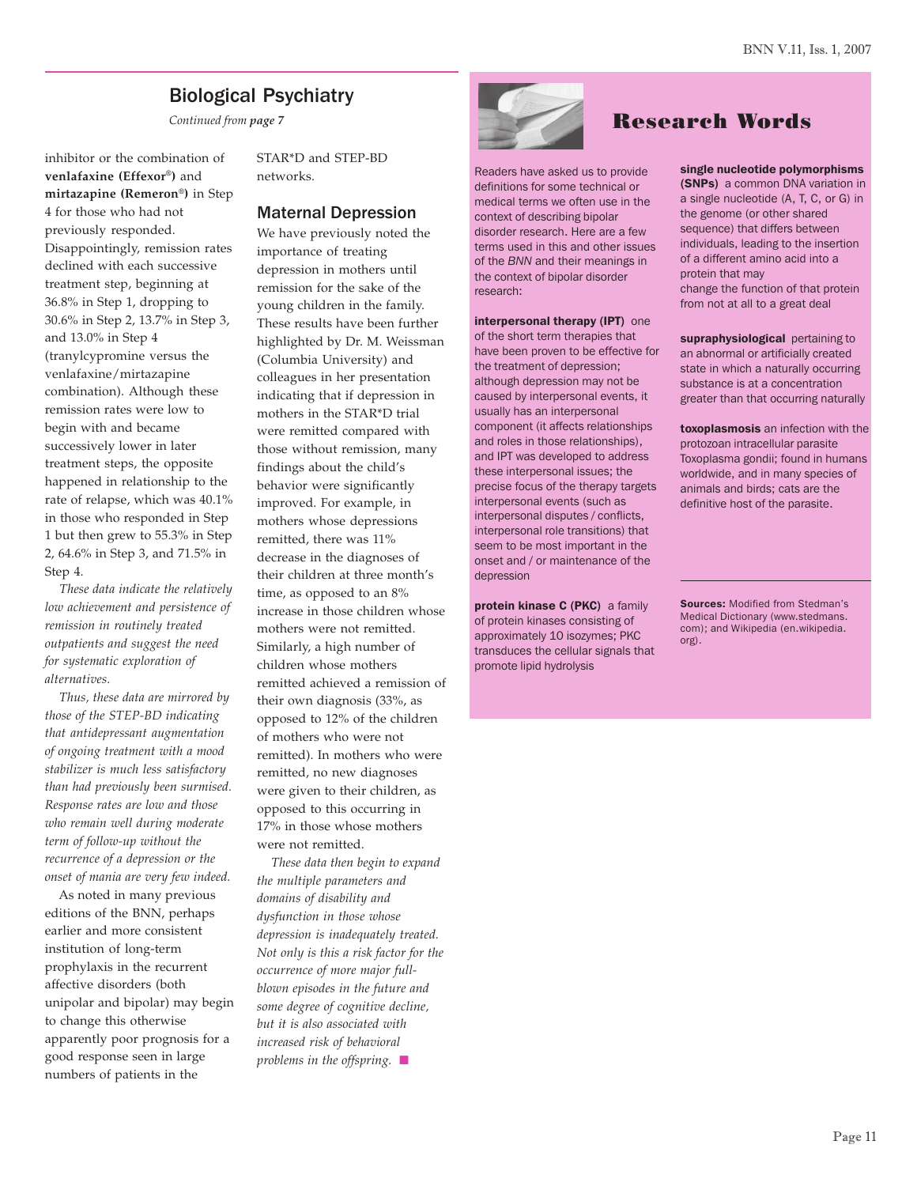## Biological Psychiatry

*Continued from page 7*

inhibitor or the combination of **venlafaxine (Effexor®)** and **mirtazapine (Remeron®)** in Step 4 for those who had not previously responded. Disappointingly, remission rates declined with each successive treatment step, beginning at 36.8% in Step 1, dropping to 30.6% in Step 2, 13.7% in Step 3, and 13.0% in Step 4 (tranylcypromine versus the venlafaxine/mirtazapine combination). Although these remission rates were low to begin with and became successively lower in later treatment steps, the opposite happened in relationship to the rate of relapse, which was 40.1% in those who responded in Step 1 but then grew to 55.3% in Step 2, 64.6% in Step 3, and 71.5% in Step 4.

*These data indicate the relatively low achievement and persistence of remission in routinely treated outpatients and suggest the need for systematic exploration of alternatives.*

*Thus, these data are mirrored by those of the STEP-BD indicating that antidepressant augmentation of ongoing treatment with a mood stabilizer is much less satisfactory than had previously been surmised. Response rates are low and those who remain well during moderate term of follow-up without the recurrence of a depression or the onset of mania are very few indeed.*

As noted in many previous editions of the BNN, perhaps earlier and more consistent institution of long-term prophylaxis in the recurrent affective disorders (both unipolar and bipolar) may begin to change this otherwise apparently poor prognosis for a good response seen in large numbers of patients in the STAR*D and STEP-BD networks.

### Maternal Depression

We have previously noted the importance of treating depression in mothers until remission for the sake of the young children in the family. These results have been further highlighted by Dr. M. Weissman (Columbia University) and colleagues in her presentation indicating that if depression in mothers in the STAR*D trial were remitted compared with those without remission, many findings about the child's behavior were significantly improved. For example, in mothers whose depressions remitted, there was 11% decrease in the diagnoses of their children at three month's time, as opposed to an 8% increase in those children whose mothers were not remitted. Similarly, a high number of children whose mothers remitted achieved a remission of their own diagnosis (33%, as opposed to 12% of the children of mothers who were not remitted). In mothers who were remitted, no new diagnoses were given to their children, as opposed to this occurring in 17% in those whose mothers were not remitted.

*These data then begin to expand the multiple parameters and domains of disability and dysfunction in those whose depression is inadequately treated. Not only is this a risk factor for the occurrence of more major full-blown episodes in the future and some degree of cognitive decline, but it is also associated with increased risk of behavioral problems in the offspring.* ■

## Research Words

Readers have asked us to provide definitions for some technical or medical terms we often use in the context of describing bipolar disorder research. Here are a few terms used in this and other issues of the *BNN* and their meanings in the context of bipolar disorder research:

**interpersonal therapy (IPT)** one of the short term therapies that have been proven to be effective for the treatment of depression; although depression may not be caused by interpersonal events, it usually has an interpersonal component (it affects relationships and roles in those relationships), and IPT was developed to address these interpersonal issues; the precise focus of the therapy targets interpersonal events (such as interpersonal disputes / conflicts, interpersonal role transitions) that seem to be most important in the onset and / or maintenance of the depression

**protein kinase C (PKC)** a family of protein kinases consisting of approximately 10 isozymes; PKC transduces the cellular signals that promote lipid hydrolysis

**single nucleotide polymorphisms (SNPs)** a common DNA variation in a single nucleotide (A, T, C, or G) in the genome (or other shared sequence) that differs between individuals, leading to the insertion of a different amino acid into a protein that may change the function of that protein from not at all to a great deal

**supraphysiological** pertaining to an abnormal or artificially created state in which a naturally occurring substance is at a concentration greater than that occurring naturally

**toxoplasmosis** an infection with the protozoan intracellular parasite Toxoplasma gondii; found in humans worldwide, and in many species of animals and birds; cats are the definitive host of the parasite.

**Sources:** Modified from Stedman's Medical Dictionary (www.stedmans.com); and Wikipedia (en.wikipedia.org).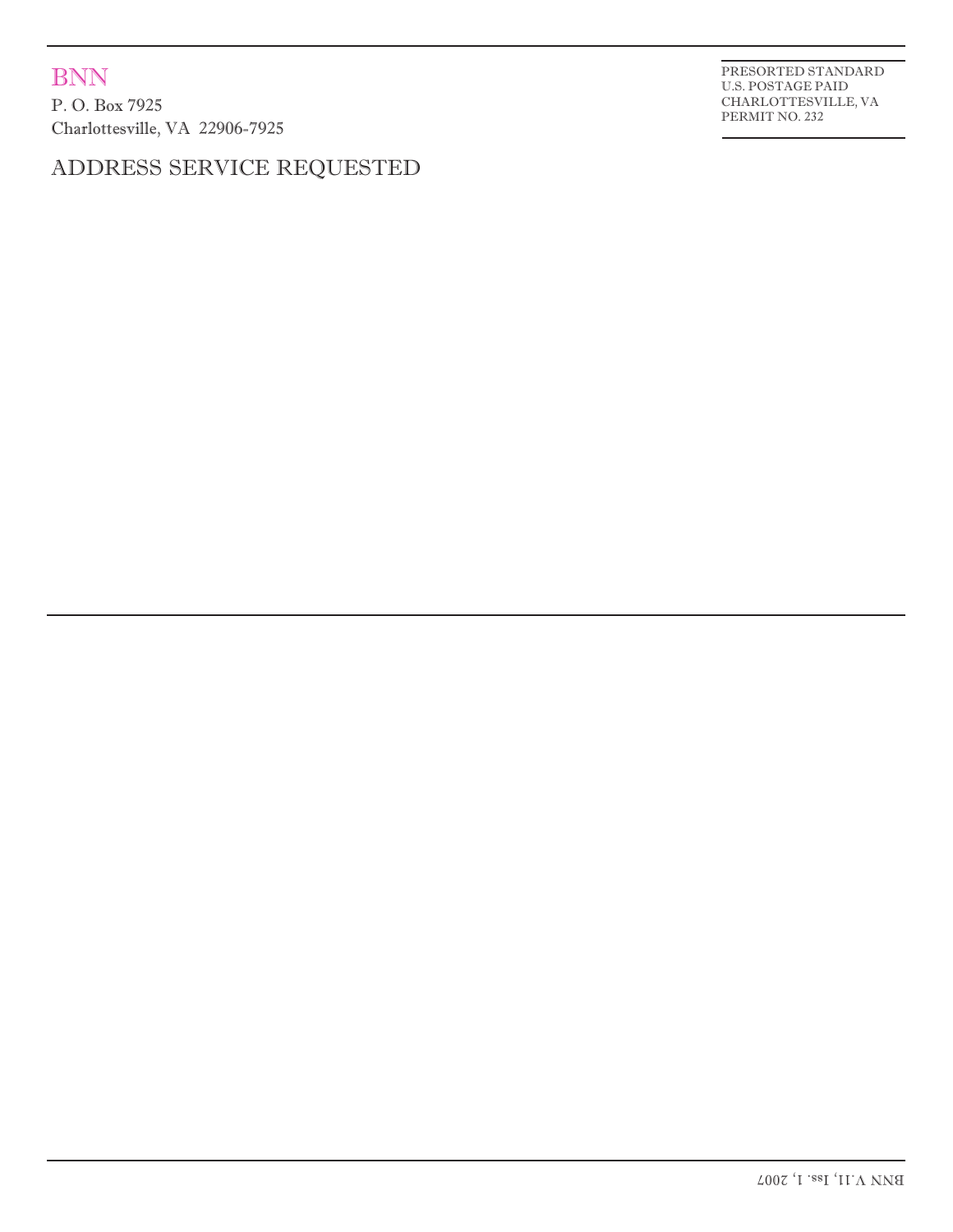BNN

P. O. Box 7925
Charlottesville, VA 22906-7925

ADDRESS SERVICE REQUESTED

PRESORTED STANDARD
U.S. POSTAGE PAID
CHARLOTTESVILLE, VA
PERMIT NO. 232